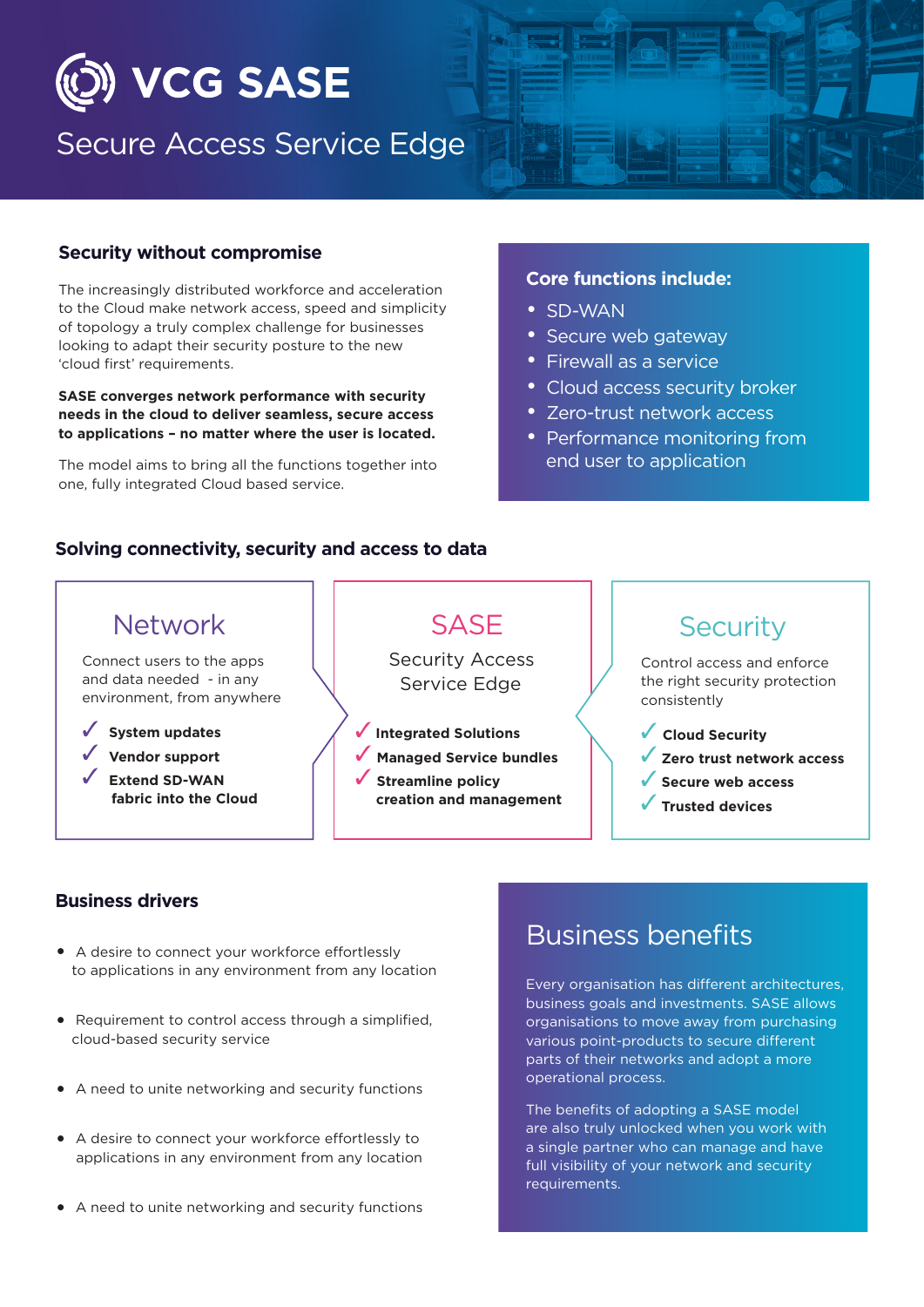# VCG SASE

## Secure Access Service Edge

### Security without compromise

The increasingly distributed workforce and acceleration to the Cloud make network access, speed and simplicity of topology a truly complex challenge for businesses looking to adapt their security posture to the new 'cloud first' requirements.

**SASE converges network performance with security needs in the cloud to deliver seamless, secure access to applications – no matter where the user is located.**

The model aims to bring all the functions together into one, fully integrated Cloud based service.

### Core functions include:

- SD-WAN
- Secure web gateway
- Firewall as a service
- Cloud access security broker
- Zero-trust network access
- Performance monitoring from end user to application

### Solving connectivity, security and access to data

#### Network

Connect users to the apps and data needed - in any environment, from anywhere

- ✓ **System updates**
- ✓ **Vendor support**
- ✓ **Extend SD-WAN fabric into the Cloud**

#### SASE

Security Access Service Edge

- ✓ **Integrated Solutions**
- ✓ **Managed Service bundles**
- ✓ **Streamline policy creation and management**

#### Security

Control access and enforce the right security protection consistently

- ✓ **Cloud Security**
- ✓ **Zero trust network access**
- ✓ **Secure web access**
- ✓ **Trusted devices**

### Business drivers

- A desire to connect your workforce effortlessly to applications in any environment from any location
- Requirement to control access through a simplified, cloud-based security service
- A need to unite networking and security functions
- A desire to connect your workforce effortlessly to applications in any environment from any location
- A need to unite networking and security functions

## Business benefits

Every organisation has different architectures, business goals and investments. SASE allows organisations to move away from purchasing various point-products to secure different parts of their networks and adopt a more operational process.

The benefits of adopting a SASE model are also truly unlocked when you work with a single partner who can manage and have full visibility of your network and security requirements.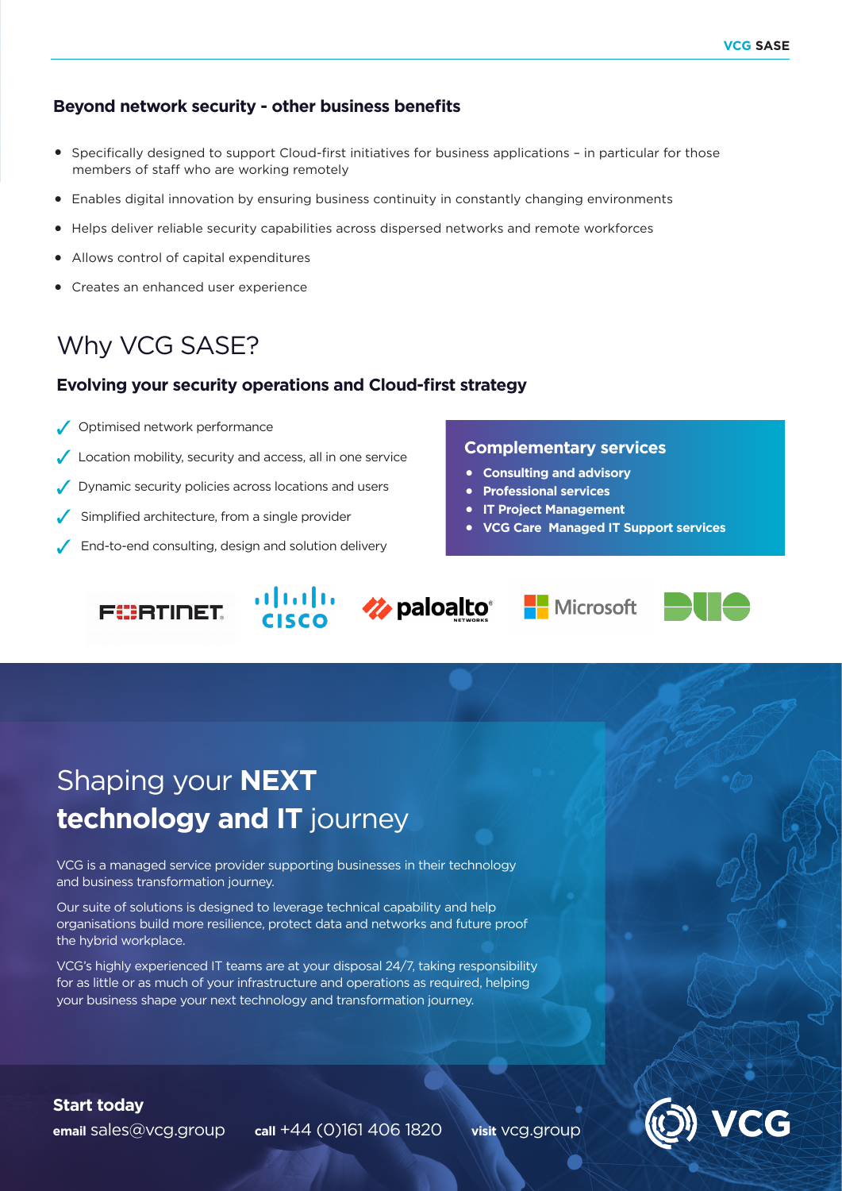## Beyond network security - other business benefits

- Specifically designed to support Cloud-first initiatives for business applications – in particular for those members of staff who are working remotely
- Enables digital innovation by ensuring business continuity in constantly changing environments
- Helps deliver reliable security capabilities across dispersed networks and remote workforces
- Allows control of capital expenditures
- Creates an enhanced user experience

# Why VCG SASE?

### Evolving your security operations and Cloud-first strategy

- ✓ Optimised network performance
- ✓ Location mobility, security and access, all in one service
- ✓ Dynamic security policies across locations and users
- ✓ Simplified architecture, from a single provider
- ✓ End-to-end consulting, design and solution delivery

### Complementary services

- **Consulting and advisory**
- **Professional services**
- **IT Project Management**
- **VCG Care Managed IT Support services**

FORTINET cisco paloalto NETWORKS Microsoft DUO

# Shaping your **NEXT technology and IT** journey

VCG is a managed service provider supporting businesses in their technology and business transformation journey.

Our suite of solutions is designed to leverage technical capability and help organisations build more resilience, protect data and networks and future proof the hybrid workplace.

VCG's highly experienced IT teams are at your disposal 24/7, taking responsibility for as little or as much of your infrastructure and operations as required, helping your business shape your next technology and transformation journey.

**Start today**

**email** sales@vcg.group **call** +44 (0)161 406 1820 **visit** vcg.group

VCG